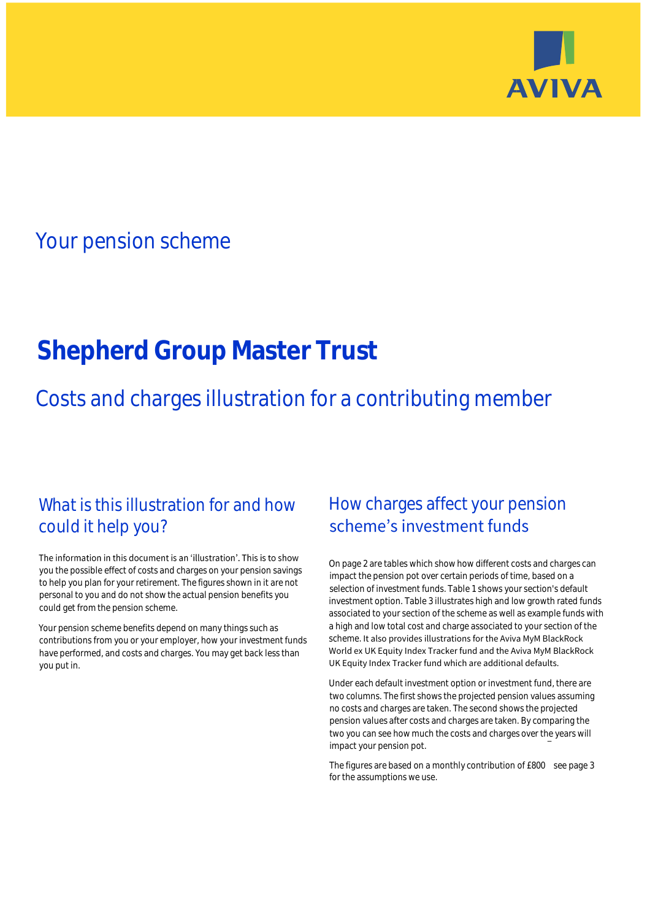AVIVA

## Your pension scheme

# Shepherd Group Master Trust

## Costs and charges illustration for a contributing member

### What is this illustration for and how could it help you?

The information in this document is an 'illustration'. This is to show you the possible effect of costs and charges on your pension savings to help you plan for your retirement. The figures shown in it are not personal to you and do not show the actual pension benefits you could get from the pension scheme.

Your pension scheme benefits depend on many things such as contributions from you or your employer, how your investment funds have performed, and costs and charges. You may get back less than you put in.

### How charges affect your pension scheme's investment funds

On page 2 are tables which show how different costs and charges can impact the pension pot over certain periods of time, based on a selection of investment funds. Table 1 shows your section's default investment option. Table 3 illustrates high and low growth rated funds associated to your section of the scheme as well as example funds with a high and low total cost and charge associated to your section of the scheme. It also provides illustrations for the Aviva MyM BlackRock World ex UK Equity Index Tracker fund and the Aviva MyM BlackRock UK Equity Index Tracker fund which are additional defaults.

Under each default investment option or investment fund, there are two columns. The first shows the projected pension values assuming no costs and charges are taken. The second shows the projected pension values after costs and charges are taken. By comparing the two you can see how much the costs and charges over the years will impact your pension pot.

The figures are based on a monthly contribution of £800 see page 3 for the assumptions we use.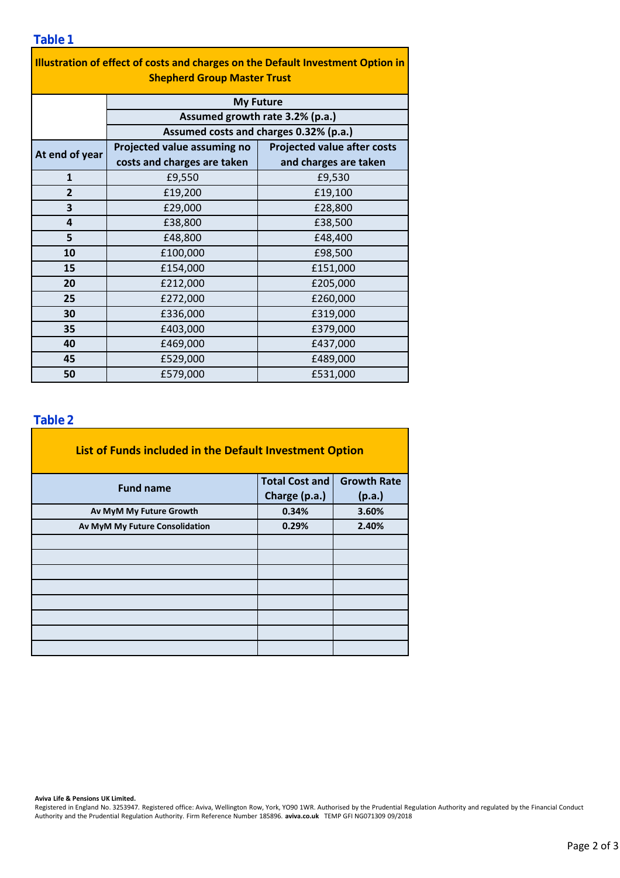## Table 1

| Illustration of effect of costs and charges on the Default Investment Option in Shepherd Group Master Trust | | |
|---|---|---|
| | My Future | |
| | Assumed growth rate 3.2% (p.a.) | |
| | Assumed costs and charges 0.32% (p.a.) | |
| At end of year | Projected value assuming no costs and charges are taken | Projected value after costs and charges are taken |
| 1 | £9,550 | £9,530 |
| 2 | £19,200 | £19,100 |
| 3 | £29,000 | £28,800 |
| 4 | £38,800 | £38,500 |
| 5 | £48,800 | £48,400 |
| 10 | £100,000 | £98,500 |
| 15 | £154,000 | £151,000 |
| 20 | £212,000 | £205,000 |
| 25 | £272,000 | £260,000 |
| 30 | £336,000 | £319,000 |
| 35 | £403,000 | £379,000 |
| 40 | £469,000 | £437,000 |
| 45 | £529,000 | £489,000 |
| 50 | £579,000 | £531,000 |

## Table 2

| List of Funds included in the Default Investment Option | | |
|---|---|---|
| Fund name | Total Cost and Charge (p.a.) | Growth Rate (p.a.) |
| Av MyM My Future Growth | 0.34% | 3.60% |
| Av MyM My Future Consolidation | 0.29% | 2.40% |
| | | |
| | | |
| | | |
| | | |
| | | |
| | | |
| | | |
| | | |

**Aviva Life & Pensions UK Limited.**
Registered in England No. 3253947. Registered office: Aviva, Wellington Row, York, YO90 1WR. Authorised by the Prudential Regulation Authority and regulated by the Financial Conduct Authority and the Prudential Regulation Authority. Firm Reference Number 185896. **aviva.co.uk** TEMP GFI NG071309 09/2018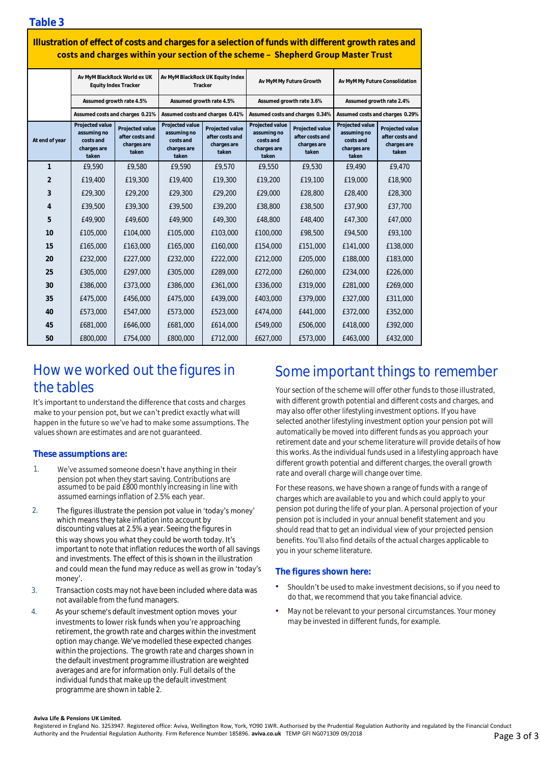## Table 3

| Illustration of effect of costs and charges for a selection of funds with different growth rates and costs and charges within your section of the scheme – Shepherd Group Master Trust | | | | | | | | |
|---|---|---|---|---|---|---|---|---|
| | Av MyM BlackRock World ex UK Equity Index Tracker | | Av MyM BlackRock UK Equity Index Tracker | | Av MyM My Future Growth | | Av MyM My Future Consolidation | |
| | Assumed growth rate 4.5% | | Assumed growth rate 4.5% | | Assumed growth rate 3.6% | | Assumed growth rate 2.4% | |
| | Assumed costs and charges 0.21% | | Assumed costs and charges 0.41% | | Assumed costs and charges 0.34% | | Assumed costs and charges 0.29% | |
| At end of year | Projected value assuming no costs and charges are taken | Projected value after costs and charges are taken | Projected value assuming no costs and charges are taken | Projected value after costs and charges are taken | Projected value assuming no costs and charges are taken | Projected value after costs and charges are taken | Projected value assuming no costs and charges are taken | Projected value after costs and charges are taken |
| 1 | £9,590 | £9,580 | £9,590 | £9,570 | £9,550 | £9,530 | £9,490 | £9,470 |
| 2 | £19,400 | £19,300 | £19,400 | £19,300 | £19,200 | £19,100 | £19,000 | £18,900 |
| 3 | £29,300 | £29,200 | £29,300 | £29,200 | £29,000 | £28,800 | £28,400 | £28,300 |
| 4 | £39,500 | £39,300 | £39,500 | £39,200 | £38,800 | £38,500 | £37,900 | £37,700 |
| 5 | £49,900 | £49,600 | £49,900 | £49,300 | £48,800 | £48,400 | £47,300 | £47,000 |
| 10 | £105,000 | £104,000 | £105,000 | £103,000 | £100,000 | £98,500 | £94,500 | £93,100 |
| 15 | £165,000 | £163,000 | £165,000 | £160,000 | £154,000 | £151,000 | £141,000 | £138,000 |
| 20 | £232,000 | £227,000 | £232,000 | £222,000 | £212,000 | £205,000 | £188,000 | £183,000 |
| 25 | £305,000 | £297,000 | £305,000 | £289,000 | £272,000 | £260,000 | £234,000 | £226,000 |
| 30 | £386,000 | £373,000 | £386,000 | £361,000 | £336,000 | £319,000 | £281,000 | £269,000 |
| 35 | £475,000 | £456,000 | £475,000 | £439,000 | £403,000 | £379,000 | £327,000 | £311,000 |
| 40 | £573,000 | £547,000 | £573,000 | £523,000 | £474,000 | £441,000 | £372,000 | £352,000 |
| 45 | £681,000 | £646,000 | £681,000 | £614,000 | £549,000 | £506,000 | £418,000 | £392,000 |
| 50 | £800,000 | £754,000 | £800,000 | £712,000 | £627,000 | £573,000 | £463,000 | £432,000 |

# How we worked out the figures in the tables

It's important to understand the difference that costs and charges make to your pension pot, but we can't predict exactly what will happen in the future so we've had to make some assumptions. The values shown are estimates and are not guaranteed.

### These assumptions are:

1. We've assumed someone doesn't have anything in their pension pot when they start saving. Contributions are assumed to be paid £800 monthly increasing in line with assumed earnings inflation of 2.5% each year.
2. The figures illustrate the pension pot value in 'today's money' which means they take inflation into account by discounting values at 2.5% a year. Seeing the figures in this way shows you what they could be worth today. It's important to note that inflation reduces the worth of all savings and investments. The effect of this is shown in the illustration and could mean the fund may reduce as well as grow in 'today's money'.
3. Transaction costs may not have been included where data was not available from the fund managers.
4. As your scheme's default investment option moves your investments to lower risk funds when you're approaching retirement, the growth rate and charges within the investment option may change. We've modelled these expected changes within the projections. The growth rate and charges shown in the default investment programme illustration are weighted averages and are for information only. Full details of the individual funds that make up the default investment programme are shown in table 2.

# Some important things to remember

Your section of the scheme will offer other funds to those illustrated, with different growth potential and different costs and charges, and may also offer other lifestyling investment options. If you have selected another lifestyling investment option your pension pot will automatically be moved into different funds as you approach your retirement date and your scheme literature will provide details of how this works. As the individual funds used in a lifestyling approach have different growth potential and different charges, the overall growth rate and overall charge will change over time.

For these reasons, we have shown a range of funds with a range of charges which are available to you and which could apply to your pension pot during the life of your plan. A personal projection of your pension pot is included in your annual benefit statement and you should read that to get an individual view of your projected pension benefits. You'll also find details of the actual charges applicable to you in your scheme literature.

### The figures shown here:

- Shouldn't be used to make investment decisions, so if you need to do that, we recommend that you take financial advice.
- May not be relevant to your personal circumstances. Your money may be invested in different funds, for example.

**Aviva Life & Pensions UK Limited.**
Registered in England No. 3253947. Registered office: Aviva, Wellington Row, York, YO90 1WR. Authorised by the Prudential Regulation Authority and regulated by the Financial Conduct Authority and the Prudential Regulation Authority. Firm Reference Number 185896. **aviva.co.uk** TEMP GFI NG071309 09/2018